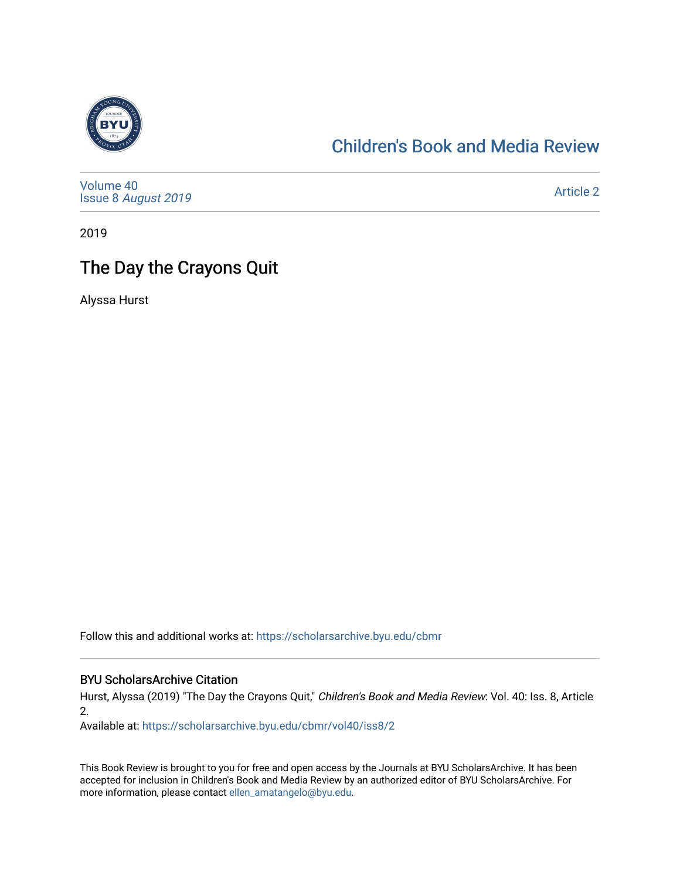# Children's Book and Media Review

Volume 40
Issue 8 *August 2019*

Article 2

2019

## The Day the Crayons Quit

Alyssa Hurst

Follow this and additional works at: https://scholarsarchive.byu.edu/cbmr

### BYU ScholarsArchive Citation

Hurst, Alyssa (2019) "The Day the Crayons Quit," *Children's Book and Media Review*: Vol. 40: Iss. 8, Article 2.

Available at: https://scholarsarchive.byu.edu/cbmr/vol40/iss8/2

This Book Review is brought to you for free and open access by the Journals at BYU ScholarsArchive. It has been accepted for inclusion in Children's Book and Media Review by an authorized editor of BYU ScholarsArchive. For more information, please contact ellen_amatangelo@byu.edu.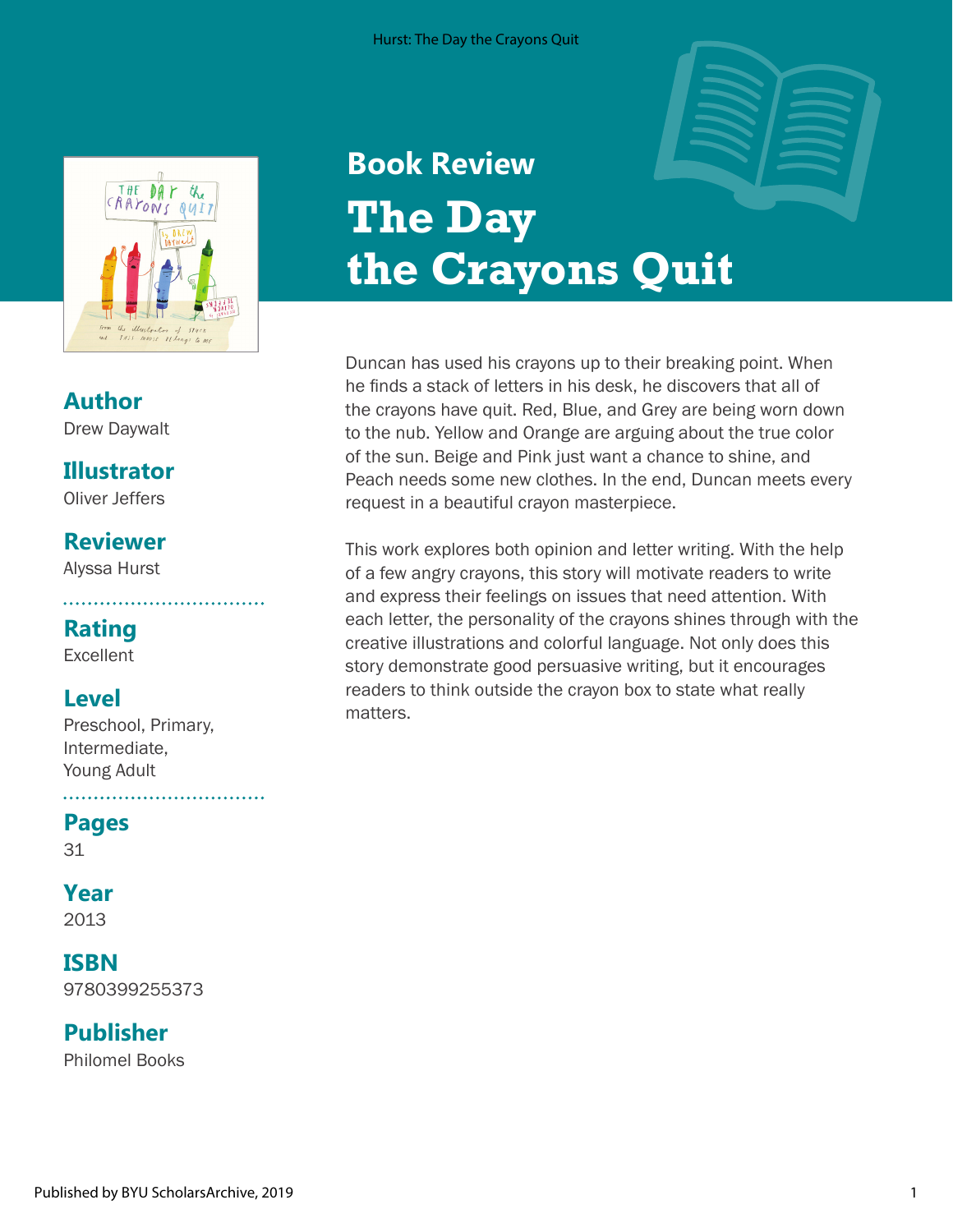## Book Review

# The Day the Crayons Quit

### Author
Drew Daywalt

### Illustrator
Oliver Jeffers

### Reviewer
Alyssa Hurst

### Rating
Excellent

### Level
Preschool, Primary, Intermediate, Young Adult

### Pages
31

### Year
2013

### ISBN
9780399255373

### Publisher
Philomel Books

Duncan has used his crayons up to their breaking point. When he finds a stack of letters in his desk, he discovers that all of the crayons have quit. Red, Blue, and Grey are being worn down to the nub. Yellow and Orange are arguing about the true color of the sun. Beige and Pink just want a chance to shine, and Peach needs some new clothes. In the end, Duncan meets every request in a beautiful crayon masterpiece.

This work explores both opinion and letter writing. With the help of a few angry crayons, this story will motivate readers to write and express their feelings on issues that need attention. With each letter, the personality of the crayons shines through with the creative illustrations and colorful language. Not only does this story demonstrate good persuasive writing, but it encourages readers to think outside the crayon box to state what really matters.